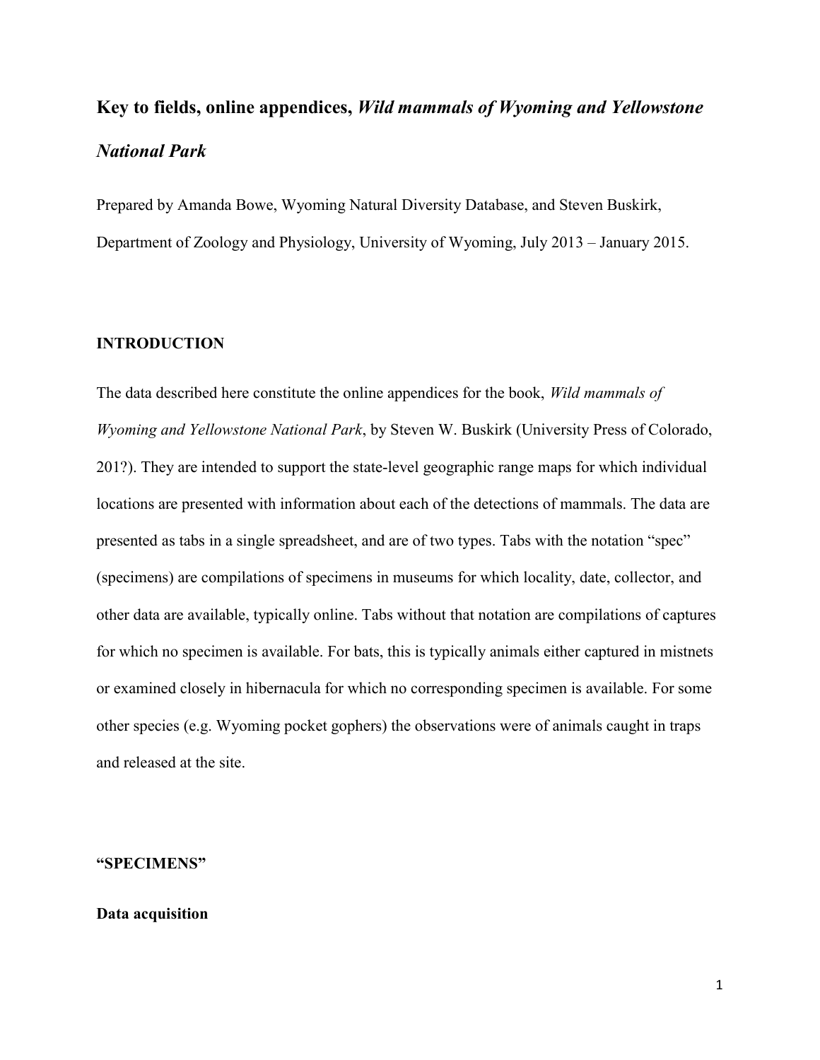# Key to fields, online appendices, *Wild mammals of Wyoming and Yellowstone National Park*

Prepared by Amanda Bowe, Wyoming Natural Diversity Database, and Steven Buskirk, Department of Zoology and Physiology, University of Wyoming, July 2013 – January 2015.

## INTRODUCTION

The data described here constitute the online appendices for the book, *Wild mammals of Wyoming and Yellowstone National Park*, by Steven W. Buskirk (University Press of Colorado, 201?). They are intended to support the state-level geographic range maps for which individual locations are presented with information about each of the detections of mammals. The data are presented as tabs in a single spreadsheet, and are of two types. Tabs with the notation "spec" (specimens) are compilations of specimens in museums for which locality, date, collector, and other data are available, typically online. Tabs without that notation are compilations of captures for which no specimen is available. For bats, this is typically animals either captured in mistnets or examined closely in hibernacula for which no corresponding specimen is available. For some other species (e.g. Wyoming pocket gophers) the observations were of animals caught in traps and released at the site.

## "SPECIMENS"

### Data acquisition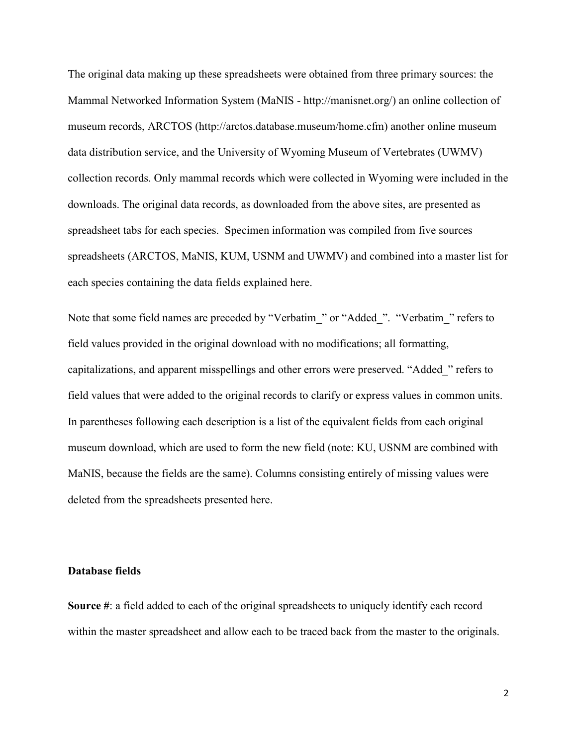The original data making up these spreadsheets were obtained from three primary sources: the Mammal Networked Information System (MaNIS - http://manisnet.org/) an online collection of museum records, ARCTOS (http://arctos.database.museum/home.cfm) another online museum data distribution service, and the University of Wyoming Museum of Vertebrates (UWMV) collection records. Only mammal records which were collected in Wyoming were included in the downloads. The original data records, as downloaded from the above sites, are presented as spreadsheet tabs for each species. Specimen information was compiled from five sources spreadsheets (ARCTOS, MaNIS, KUM, USNM and UWMV) and combined into a master list for each species containing the data fields explained here.

Note that some field names are preceded by "Verbatim_" or "Added_". "Verbatim_" refers to field values provided in the original download with no modifications; all formatting, capitalizations, and apparent misspellings and other errors were preserved. "Added_" refers to field values that were added to the original records to clarify or express values in common units. In parentheses following each description is a list of the equivalent fields from each original museum download, which are used to form the new field (note: KU, USNM are combined with MaNIS, because the fields are the same). Columns consisting entirely of missing values were deleted from the spreadsheets presented here.

**Database fields**

**Source #**: a field added to each of the original spreadsheets to uniquely identify each record within the master spreadsheet and allow each to be traced back from the master to the originals.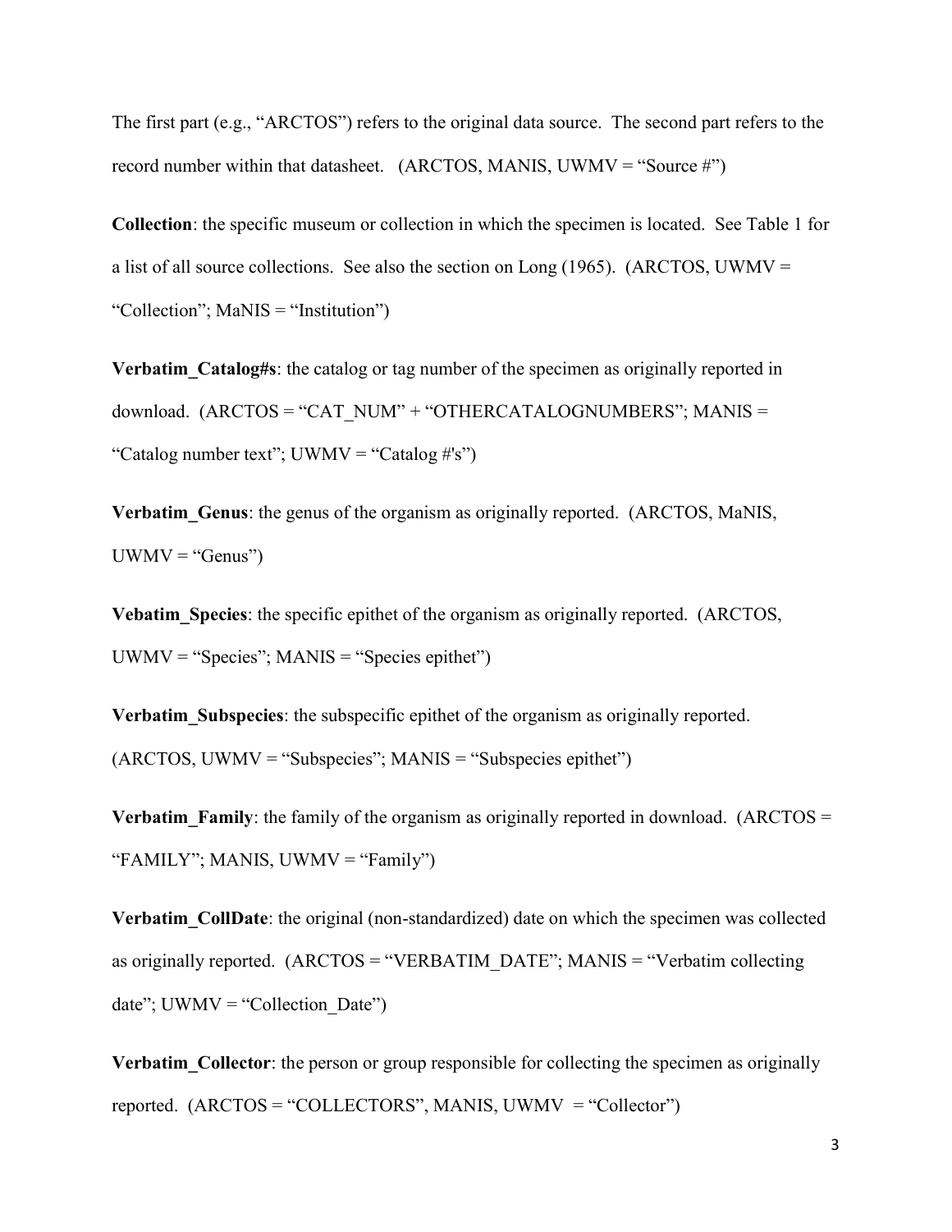The first part (e.g., "ARCTOS") refers to the original data source. The second part refers to the record number within that datasheet. (ARCTOS, MANIS, UWMV = "Source #")

**Collection**: the specific museum or collection in which the specimen is located. See Table 1 for a list of all source collections. See also the section on Long (1965). (ARCTOS, UWMV = "Collection"; MaNIS = "Institution")

**Verbatim_Catalog#s**: the catalog or tag number of the specimen as originally reported in download. (ARCTOS = "CAT_NUM" + "OTHERCATALOGNUMBERS"; MANIS = "Catalog number text"; UWMV = "Catalog #'s")

**Verbatim_Genus**: the genus of the organism as originally reported. (ARCTOS, MaNIS, UWMV = "Genus")

**Vebatim_Species**: the specific epithet of the organism as originally reported. (ARCTOS, UWMV = "Species"; MANIS = "Species epithet")

**Verbatim_Subspecies**: the subspecific epithet of the organism as originally reported. (ARCTOS, UWMV = "Subspecies"; MANIS = "Subspecies epithet")

**Verbatim_Family**: the family of the organism as originally reported in download. (ARCTOS = "FAMILY"; MANIS, UWMV = "Family")

**Verbatim_CollDate**: the original (non-standardized) date on which the specimen was collected as originally reported. (ARCTOS = "VERBATIM_DATE"; MANIS = "Verbatim collecting date"; UWMV = "Collection_Date")

**Verbatim_Collector**: the person or group responsible for collecting the specimen as originally reported. (ARCTOS = "COLLECTORS", MANIS, UWMV = "Collector")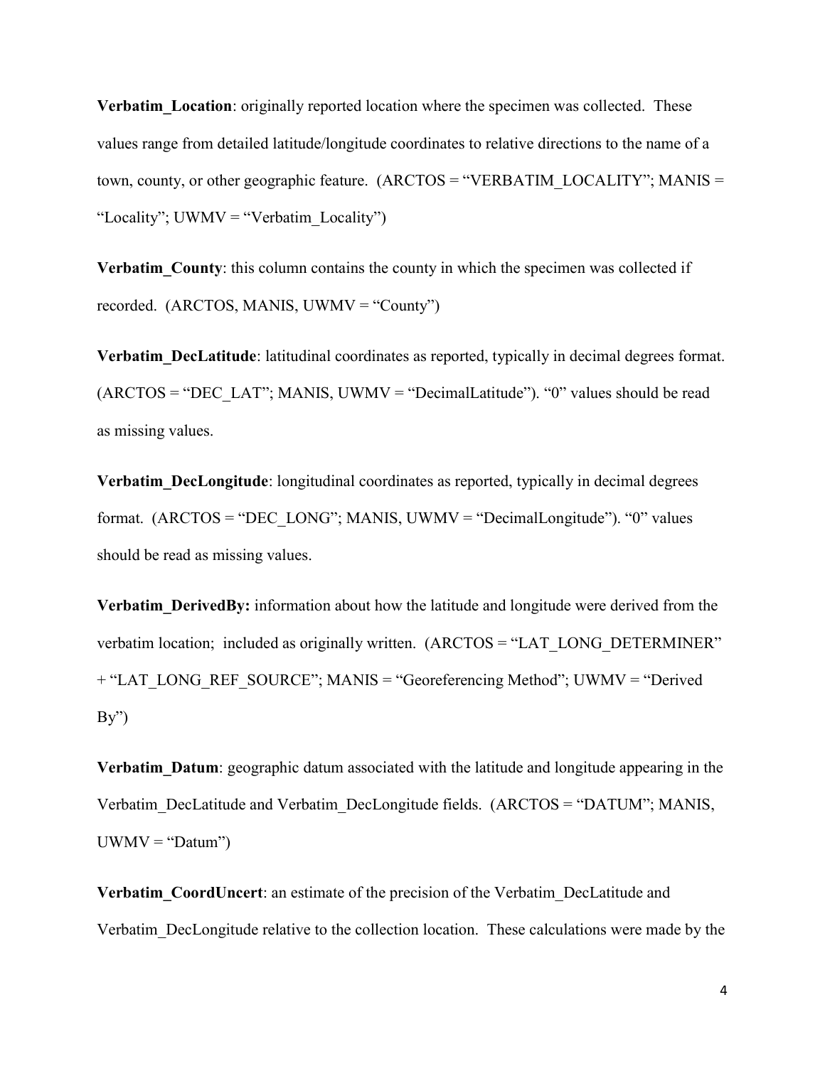**Verbatim_Location**: originally reported location where the specimen was collected. These values range from detailed latitude/longitude coordinates to relative directions to the name of a town, county, or other geographic feature. (ARCTOS = "VERBATIM_LOCALITY"; MANIS = "Locality"; UWMV = "Verbatim_Locality")

**Verbatim_County**: this column contains the county in which the specimen was collected if recorded. (ARCTOS, MANIS, UWMV = "County")

**Verbatim_DecLatitude**: latitudinal coordinates as reported, typically in decimal degrees format. (ARCTOS = "DEC_LAT"; MANIS, UWMV = "DecimalLatitude"). "0" values should be read as missing values.

**Verbatim_DecLongitude**: longitudinal coordinates as reported, typically in decimal degrees format. (ARCTOS = "DEC_LONG"; MANIS, UWMV = "DecimalLongitude"). "0" values should be read as missing values.

**Verbatim_DerivedBy:** information about how the latitude and longitude were derived from the verbatim location; included as originally written. (ARCTOS = "LAT_LONG_DETERMINER" + "LAT_LONG_REF_SOURCE"; MANIS = "Georeferencing Method"; UWMV = "Derived By")

**Verbatim_Datum**: geographic datum associated with the latitude and longitude appearing in the Verbatim_DecLatitude and Verbatim_DecLongitude fields. (ARCTOS = "DATUM"; MANIS, UWMV = "Datum")

**Verbatim_CoordUncert**: an estimate of the precision of the Verbatim_DecLatitude and Verbatim_DecLongitude relative to the collection location. These calculations were made by the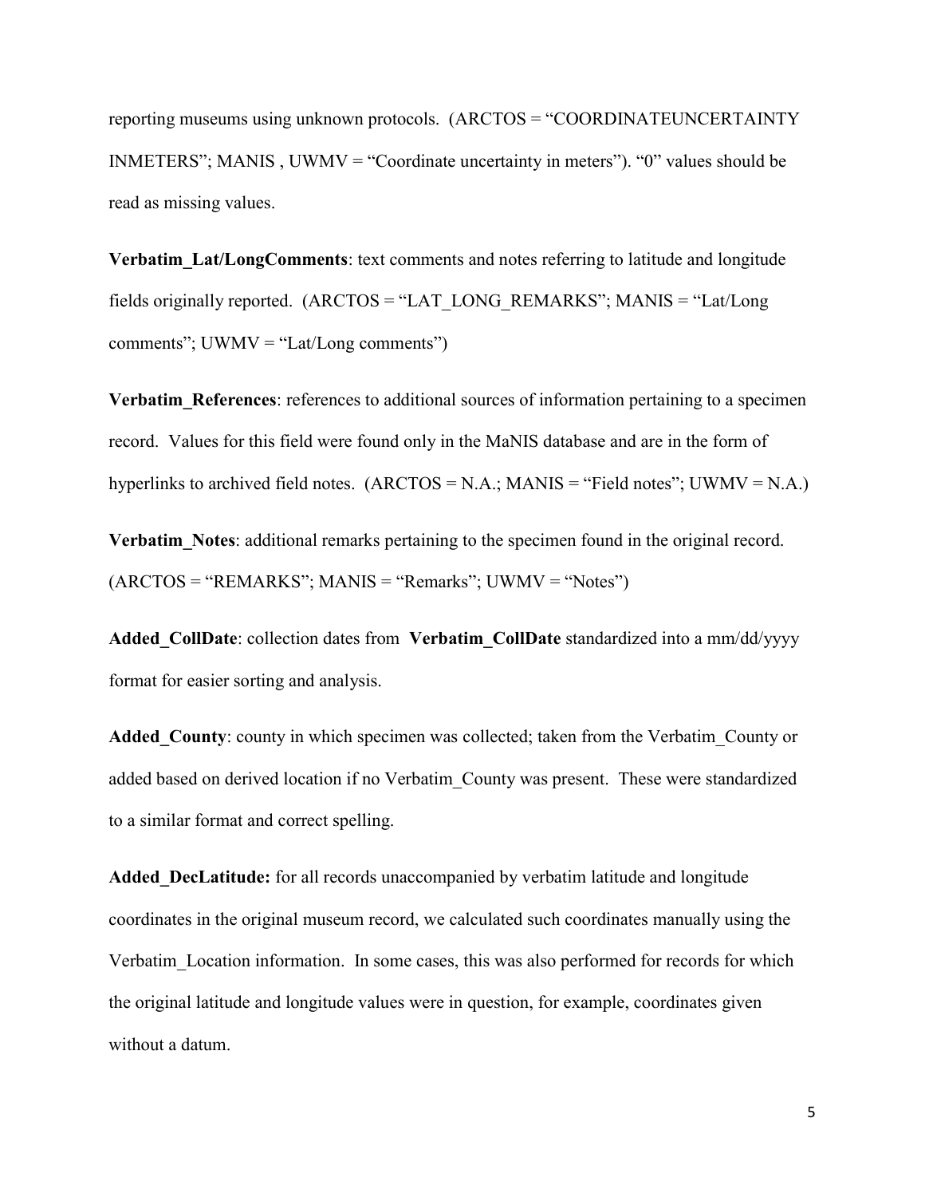reporting museums using unknown protocols. (ARCTOS = "COORDINATEUNCERTAINTY INMETERS"; MANIS , UWMV = "Coordinate uncertainty in meters"). "0" values should be read as missing values.

**Verbatim_Lat/LongComments**: text comments and notes referring to latitude and longitude fields originally reported. (ARCTOS = "LAT_LONG_REMARKS"; MANIS = "Lat/Long comments"; UWMV = "Lat/Long comments")

**Verbatim_References**: references to additional sources of information pertaining to a specimen record. Values for this field were found only in the MaNIS database and are in the form of hyperlinks to archived field notes. (ARCTOS = N.A.; MANIS = "Field notes"; UWMV = N.A.)

**Verbatim_Notes**: additional remarks pertaining to the specimen found in the original record. (ARCTOS = "REMARKS"; MANIS = "Remarks"; UWMV = "Notes")

**Added_CollDate**: collection dates from **Verbatim_CollDate** standardized into a mm/dd/yyyy format for easier sorting and analysis.

**Added_County**: county in which specimen was collected; taken from the Verbatim_County or added based on derived location if no Verbatim_County was present. These were standardized to a similar format and correct spelling.

**Added_DecLatitude:** for all records unaccompanied by verbatim latitude and longitude coordinates in the original museum record, we calculated such coordinates manually using the Verbatim_Location information. In some cases, this was also performed for records for which the original latitude and longitude values were in question, for example, coordinates given without a datum.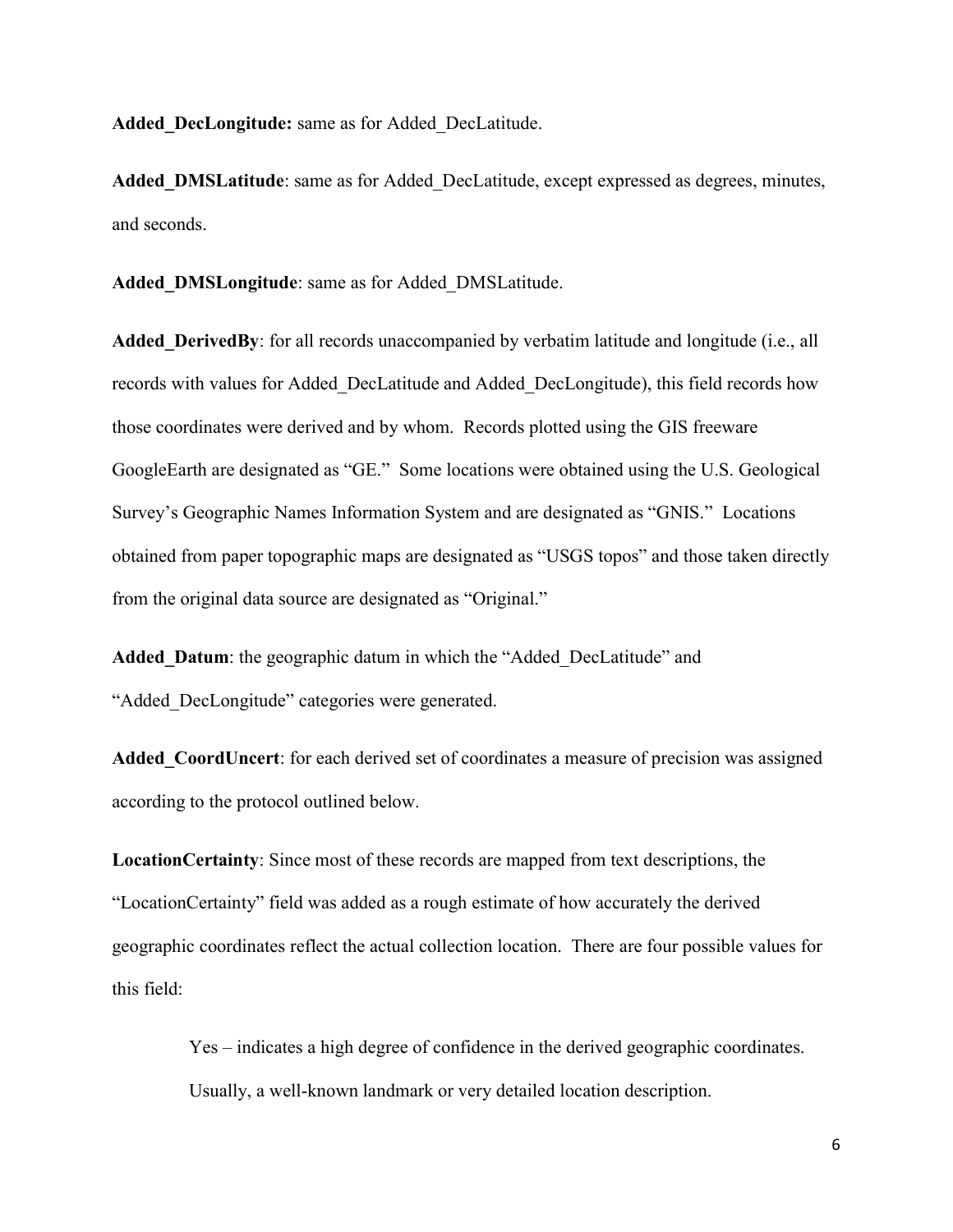**Added_DecLongitude:** same as for Added_DecLatitude.

**Added_DMSLatitude**: same as for Added_DecLatitude, except expressed as degrees, minutes, and seconds.

**Added_DMSLongitude**: same as for Added_DMSLatitude.

**Added_DerivedBy**: for all records unaccompanied by verbatim latitude and longitude (i.e., all records with values for Added_DecLatitude and Added_DecLongitude), this field records how those coordinates were derived and by whom. Records plotted using the GIS freeware GoogleEarth are designated as "GE." Some locations were obtained using the U.S. Geological Survey's Geographic Names Information System and are designated as "GNIS." Locations obtained from paper topographic maps are designated as "USGS topos" and those taken directly from the original data source are designated as "Original."

**Added_Datum**: the geographic datum in which the "Added_DecLatitude" and "Added_DecLongitude" categories were generated.

**Added_CoordUncert**: for each derived set of coordinates a measure of precision was assigned according to the protocol outlined below.

**LocationCertainty**: Since most of these records are mapped from text descriptions, the "LocationCertainty" field was added as a rough estimate of how accurately the derived geographic coordinates reflect the actual collection location. There are four possible values for this field:

> Yes – indicates a high degree of confidence in the derived geographic coordinates. Usually, a well-known landmark or very detailed location description.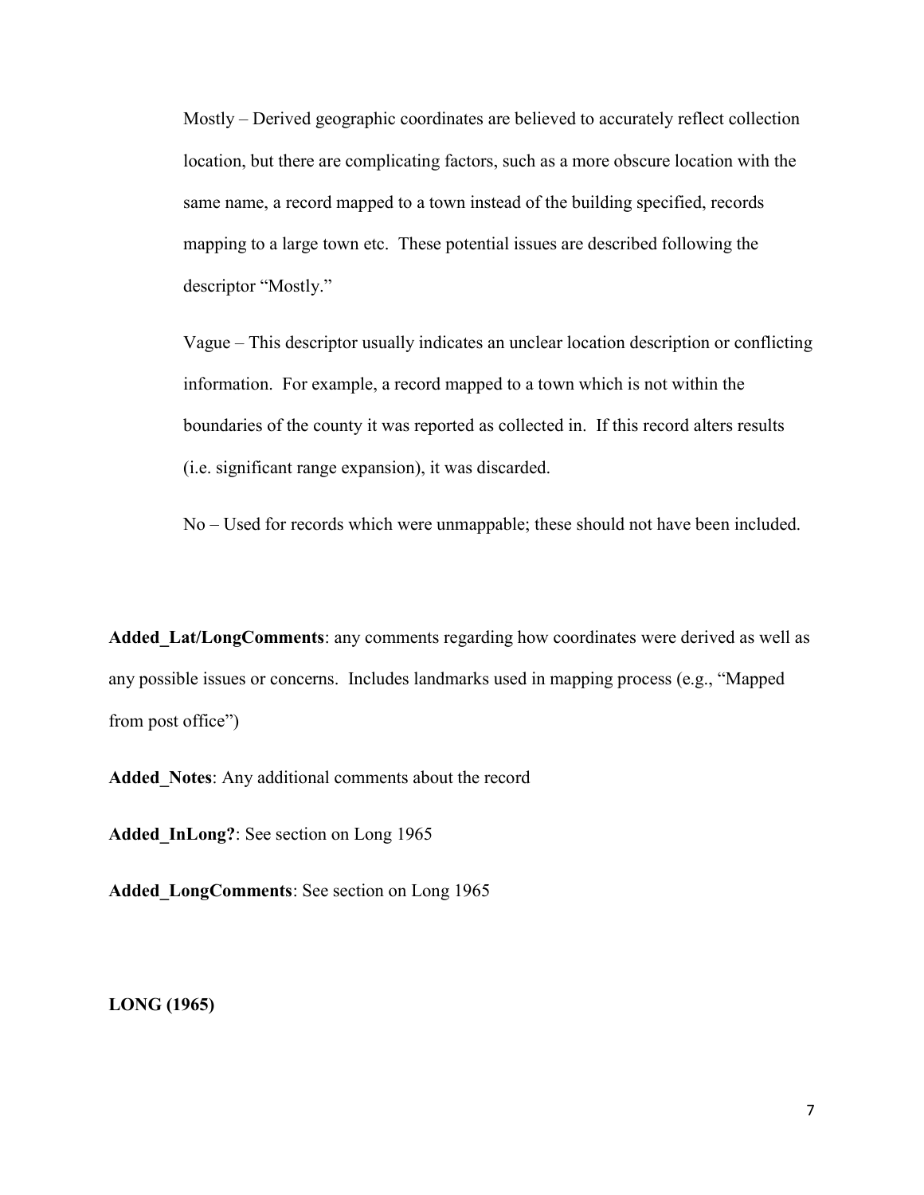Mostly – Derived geographic coordinates are believed to accurately reflect collection location, but there are complicating factors, such as a more obscure location with the same name, a record mapped to a town instead of the building specified, records mapping to a large town etc. These potential issues are described following the descriptor "Mostly."

Vague – This descriptor usually indicates an unclear location description or conflicting information. For example, a record mapped to a town which is not within the boundaries of the county it was reported as collected in. If this record alters results (i.e. significant range expansion), it was discarded.

No – Used for records which were unmappable; these should not have been included.

**Added_Lat/LongComments**: any comments regarding how coordinates were derived as well as any possible issues or concerns. Includes landmarks used in mapping process (e.g., "Mapped from post office")

**Added_Notes**: Any additional comments about the record

**Added_InLong?**: See section on Long 1965

**Added_LongComments**: See section on Long 1965

**LONG (1965)**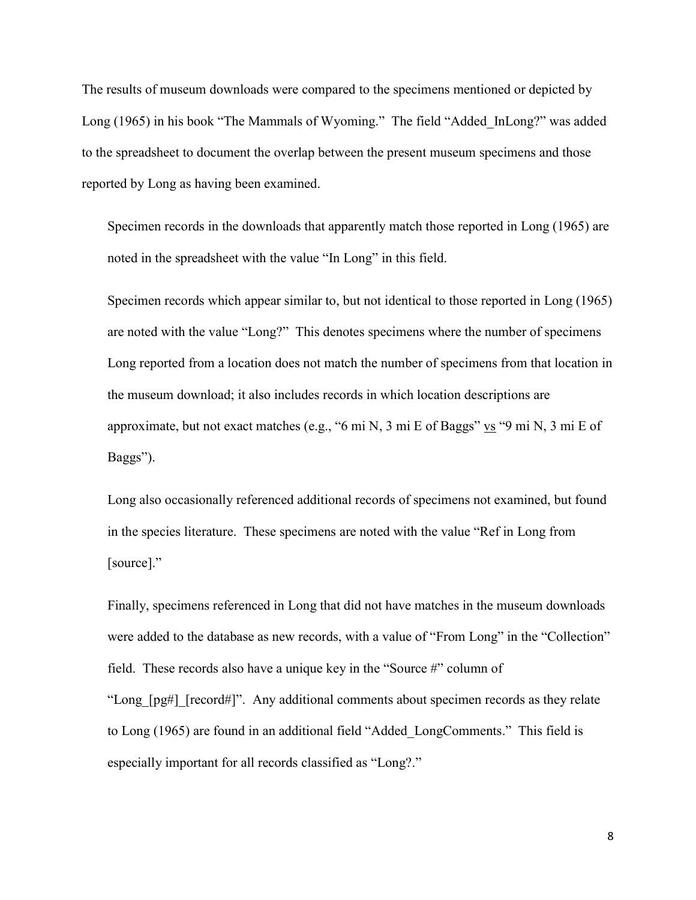The results of museum downloads were compared to the specimens mentioned or depicted by Long (1965) in his book "The Mammals of Wyoming." The field "Added_InLong?" was added to the spreadsheet to document the overlap between the present museum specimens and those reported by Long as having been examined.

Specimen records in the downloads that apparently match those reported in Long (1965) are noted in the spreadsheet with the value "In Long" in this field.

Specimen records which appear similar to, but not identical to those reported in Long (1965) are noted with the value "Long?" This denotes specimens where the number of specimens Long reported from a location does not match the number of specimens from that location in the museum download; it also includes records in which location descriptions are approximate, but not exact matches (e.g., "6 mi N, 3 mi E of Baggs" vs "9 mi N, 3 mi E of Baggs").

Long also occasionally referenced additional records of specimens not examined, but found in the species literature. These specimens are noted with the value "Ref in Long from [source]."

Finally, specimens referenced in Long that did not have matches in the museum downloads were added to the database as new records, with a value of "From Long" in the "Collection" field. These records also have a unique key in the "Source #" column of "Long_[pg#]_[record#]". Any additional comments about specimen records as they relate to Long (1965) are found in an additional field "Added_LongComments." This field is especially important for all records classified as "Long?."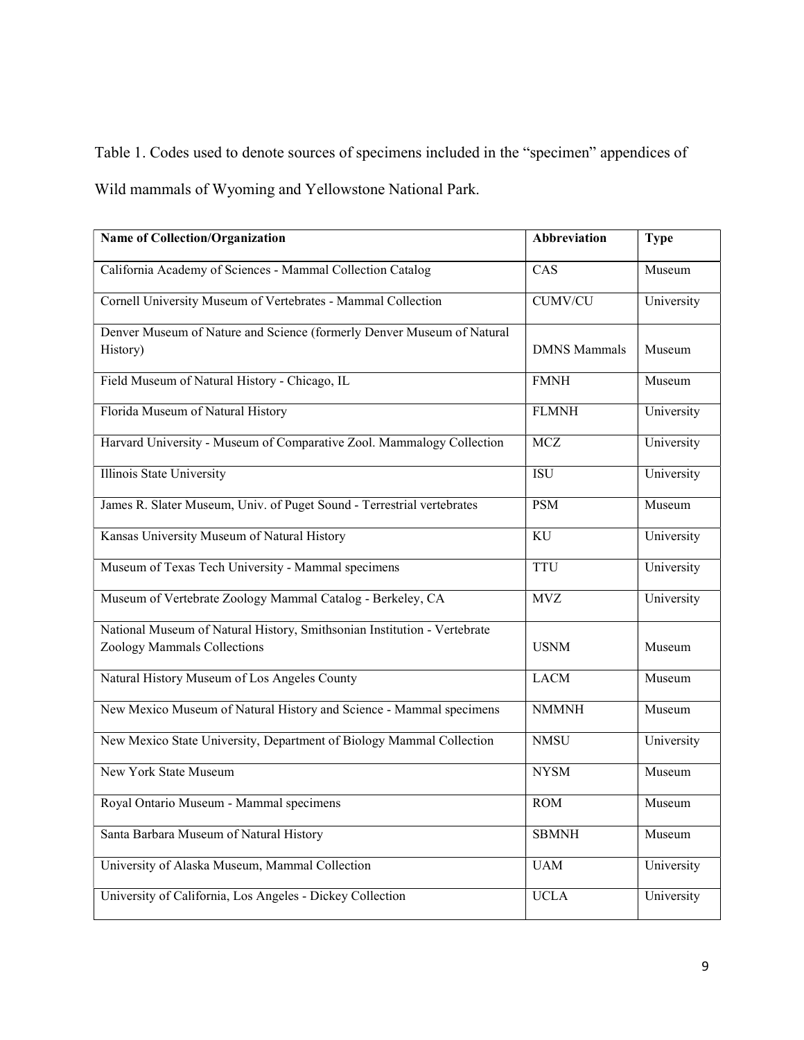Table 1. Codes used to denote sources of specimens included in the "specimen" appendices of Wild mammals of Wyoming and Yellowstone National Park.

| **Name of Collection/Organization** | **Abbreviation** | **Type** |
| --- | --- | --- |
| California Academy of Sciences - Mammal Collection Catalog | CAS | Museum |
| Cornell University Museum of Vertebrates - Mammal Collection | CUMV/CU | University |
| Denver Museum of Nature and Science (formerly Denver Museum of Natural History) | DMNS Mammals | Museum |
| Field Museum of Natural History - Chicago, IL | FMNH | Museum |
| Florida Museum of Natural History | FLMNH | University |
| Harvard University - Museum of Comparative Zool. Mammalogy Collection | MCZ | University |
| Illinois State University | ISU | University |
| James R. Slater Museum, Univ. of Puget Sound - Terrestrial vertebrates | PSM | Museum |
| Kansas University Museum of Natural History | KU | University |
| Museum of Texas Tech University - Mammal specimens | TTU | University |
| Museum of Vertebrate Zoology Mammal Catalog - Berkeley, CA | MVZ | University |
| National Museum of Natural History, Smithsonian Institution - Vertebrate Zoology Mammals Collections | USNM | Museum |
| Natural History Museum of Los Angeles County | LACM | Museum |
| New Mexico Museum of Natural History and Science - Mammal specimens | NMMNH | Museum |
| New Mexico State University, Department of Biology Mammal Collection | NMSU | University |
| New York State Museum | NYSM | Museum |
| Royal Ontario Museum - Mammal specimens | ROM | Museum |
| Santa Barbara Museum of Natural History | SBMNH | Museum |
| University of Alaska Museum, Mammal Collection | UAM | University |
| University of California, Los Angeles - Dickey Collection | UCLA | University |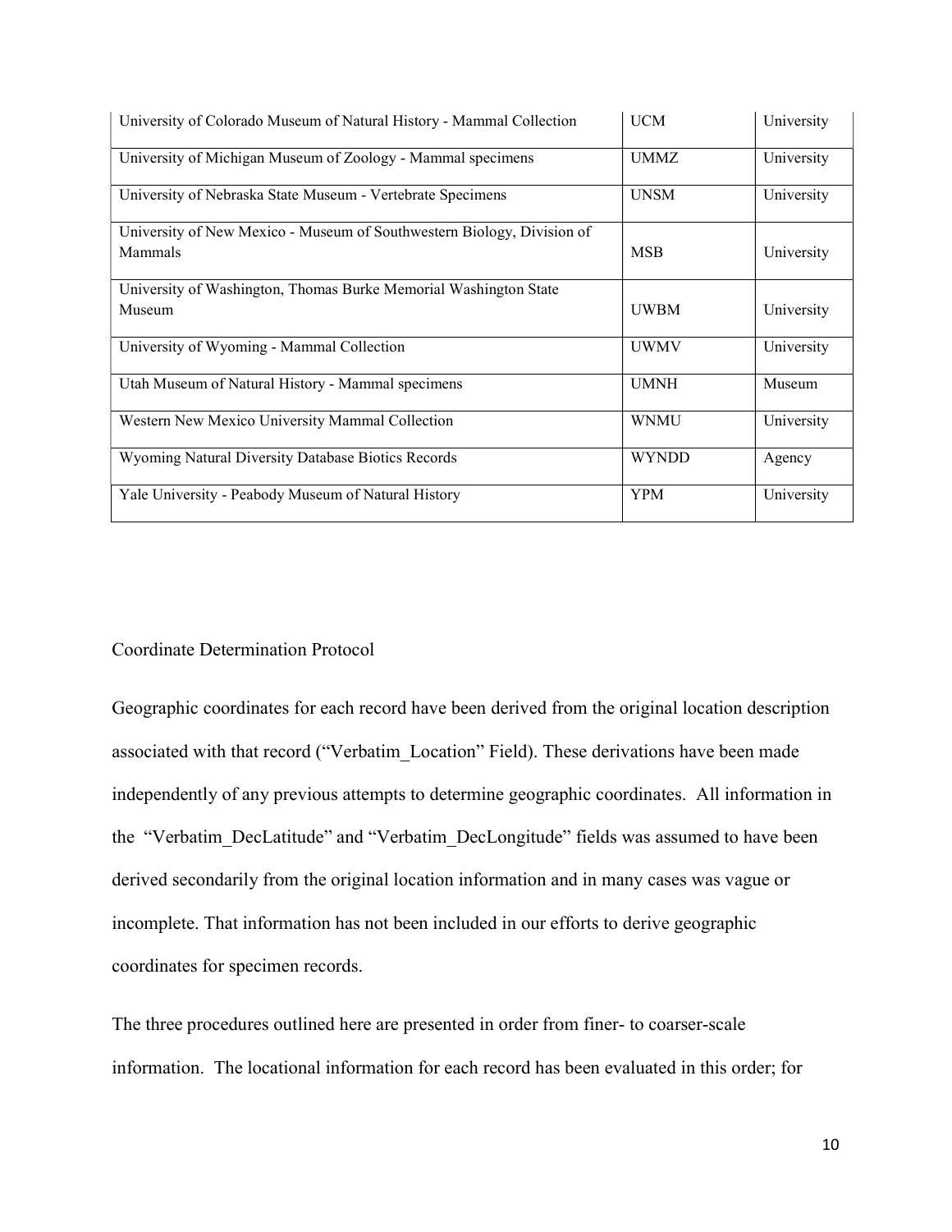| University of Colorado Museum of Natural History - Mammal Collection | UCM | University |
|---|---|---|
| University of Michigan Museum of Zoology - Mammal specimens | UMMZ | University |
| University of Nebraska State Museum - Vertebrate Specimens | UNSM | University |
| University of New Mexico - Museum of Southwestern Biology, Division of Mammals | MSB | University |
| University of Washington, Thomas Burke Memorial Washington State Museum | UWBM | University |
| University of Wyoming - Mammal Collection | UWMV | University |
| Utah Museum of Natural History - Mammal specimens | UMNH | Museum |
| Western New Mexico University Mammal Collection | WNMU | University |
| Wyoming Natural Diversity Database Biotics Records | WYNDD | Agency |
| Yale University - Peabody Museum of Natural History | YPM | University |

Coordinate Determination Protocol

Geographic coordinates for each record have been derived from the original location description associated with that record ("Verbatim_Location" Field). These derivations have been made independently of any previous attempts to determine geographic coordinates. All information in the "Verbatim_DecLatitude" and "Verbatim_DecLongitude" fields was assumed to have been derived secondarily from the original location information and in many cases was vague or incomplete. That information has not been included in our efforts to derive geographic coordinates for specimen records.

The three procedures outlined here are presented in order from finer- to coarser-scale information. The locational information for each record has been evaluated in this order; for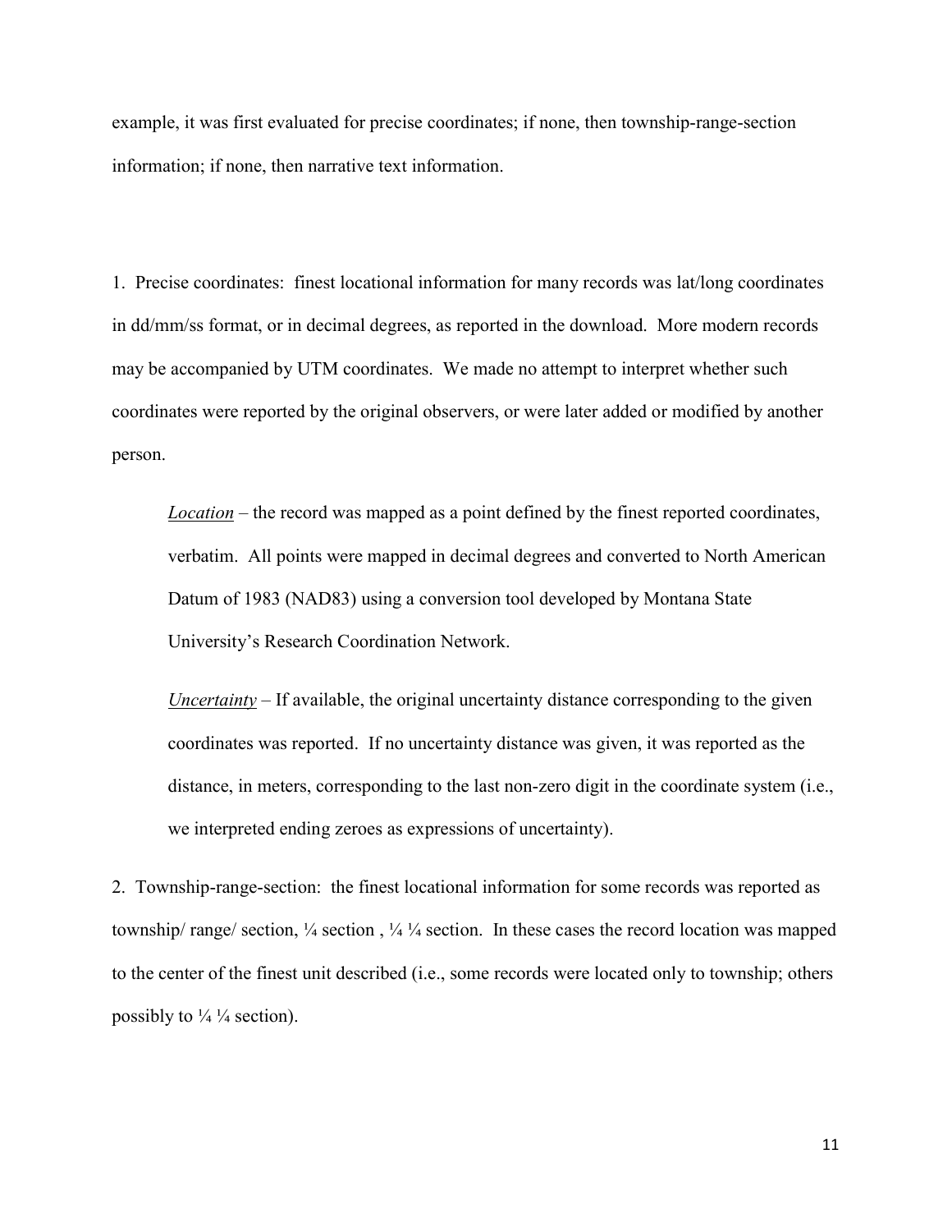example, it was first evaluated for precise coordinates; if none, then township-range-section information; if none, then narrative text information.

1. Precise coordinates: finest locational information for many records was lat/long coordinates in dd/mm/ss format, or in decimal degrees, as reported in the download. More modern records may be accompanied by UTM coordinates. We made no attempt to interpret whether such coordinates were reported by the original observers, or were later added or modified by another person.

> *Location* – the record was mapped as a point defined by the finest reported coordinates, verbatim. All points were mapped in decimal degrees and converted to North American Datum of 1983 (NAD83) using a conversion tool developed by Montana State University's Research Coordination Network.
>
> *Uncertainty* – If available, the original uncertainty distance corresponding to the given coordinates was reported. If no uncertainty distance was given, it was reported as the distance, in meters, corresponding to the last non-zero digit in the coordinate system (i.e., we interpreted ending zeroes as expressions of uncertainty).

2. Township-range-section: the finest locational information for some records was reported as township/ range/ section, ¼ section , ¼ ¼ section. In these cases the record location was mapped to the center of the finest unit described (i.e., some records were located only to township; others possibly to ¼ ¼ section).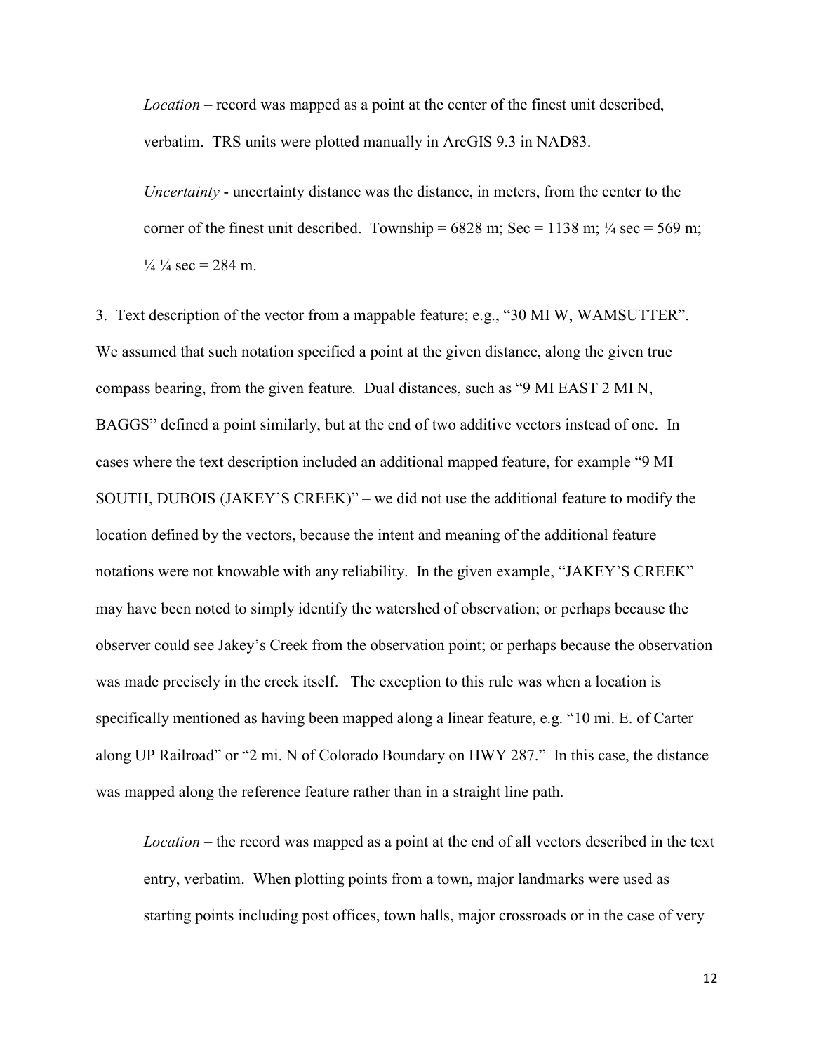*Location* – record was mapped as a point at the center of the finest unit described, verbatim. TRS units were plotted manually in ArcGIS 9.3 in NAD83.

*Uncertainty* - uncertainty distance was the distance, in meters, from the center to the corner of the finest unit described. Township = 6828 m; Sec = 1138 m; ¼ sec = 569 m; ¼ ¼ sec = 284 m.

3. Text description of the vector from a mappable feature; e.g., "30 MI W, WAMSUTTER". We assumed that such notation specified a point at the given distance, along the given true compass bearing, from the given feature. Dual distances, such as "9 MI EAST 2 MI N, BAGGS" defined a point similarly, but at the end of two additive vectors instead of one. In cases where the text description included an additional mapped feature, for example "9 MI SOUTH, DUBOIS (JAKEY'S CREEK)" – we did not use the additional feature to modify the location defined by the vectors, because the intent and meaning of the additional feature notations were not knowable with any reliability. In the given example, "JAKEY'S CREEK" may have been noted to simply identify the watershed of observation; or perhaps because the observer could see Jakey's Creek from the observation point; or perhaps because the observation was made precisely in the creek itself. The exception to this rule was when a location is specifically mentioned as having been mapped along a linear feature, e.g. "10 mi. E. of Carter along UP Railroad" or "2 mi. N of Colorado Boundary on HWY 287." In this case, the distance was mapped along the reference feature rather than in a straight line path.

*Location* – the record was mapped as a point at the end of all vectors described in the text entry, verbatim. When plotting points from a town, major landmarks were used as starting points including post offices, town halls, major crossroads or in the case of very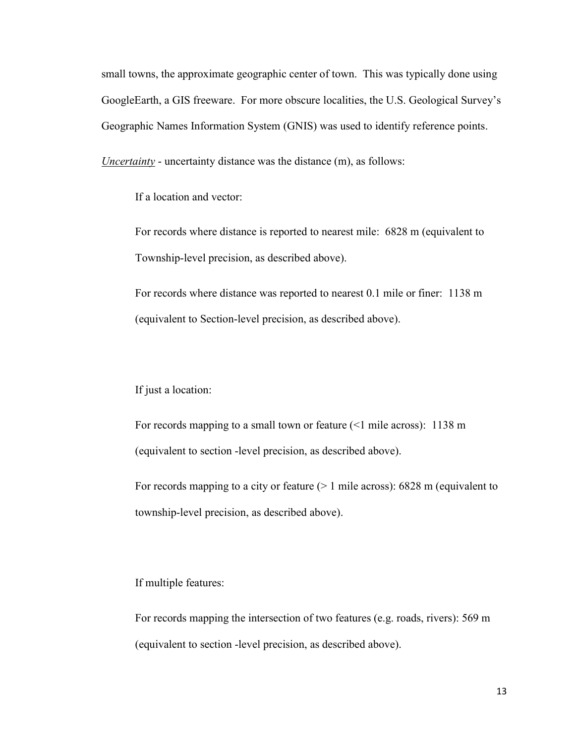small towns, the approximate geographic center of town. This was typically done using GoogleEarth, a GIS freeware. For more obscure localities, the U.S. Geological Survey's Geographic Names Information System (GNIS) was used to identify reference points.

*Uncertainty* - uncertainty distance was the distance (m), as follows:

If a location and vector:

For records where distance is reported to nearest mile: 6828 m (equivalent to Township-level precision, as described above).

For records where distance was reported to nearest 0.1 mile or finer: 1138 m (equivalent to Section-level precision, as described above).

If just a location:

For records mapping to a small town or feature (<1 mile across): 1138 m (equivalent to section -level precision, as described above).

For records mapping to a city or feature (> 1 mile across): 6828 m (equivalent to township-level precision, as described above).

If multiple features:

For records mapping the intersection of two features (e.g. roads, rivers): 569 m (equivalent to section -level precision, as described above).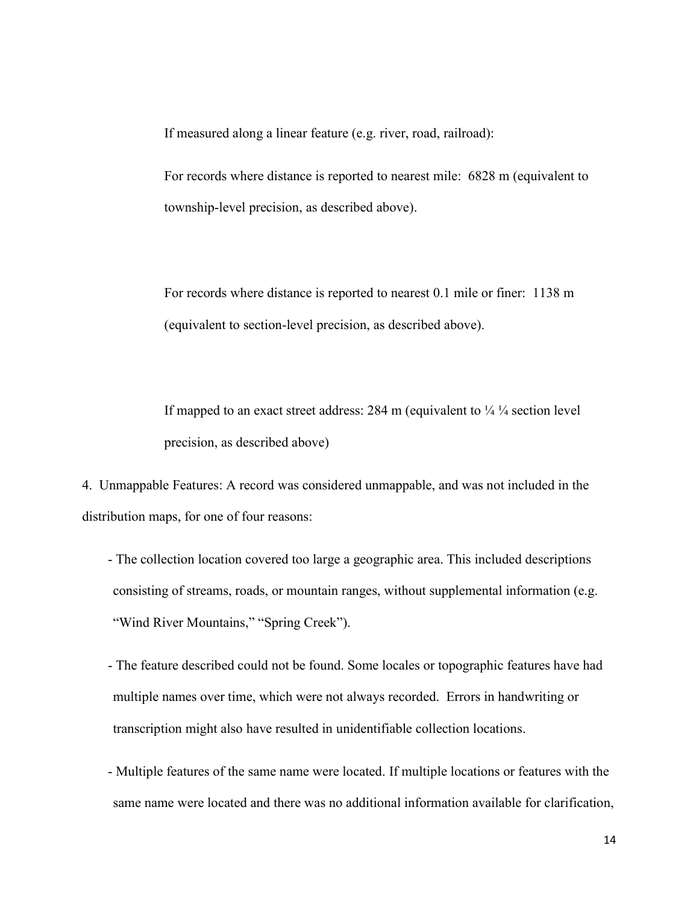If measured along a linear feature (e.g. river, road, railroad):

For records where distance is reported to nearest mile: 6828 m (equivalent to township-level precision, as described above).

For records where distance is reported to nearest 0.1 mile or finer: 1138 m (equivalent to section-level precision, as described above).

If mapped to an exact street address: 284 m (equivalent to ¼ ¼ section level precision, as described above)

4. Unmappable Features: A record was considered unmappable, and was not included in the distribution maps, for one of four reasons:

- The collection location covered too large a geographic area. This included descriptions consisting of streams, roads, or mountain ranges, without supplemental information (e.g. "Wind River Mountains," "Spring Creek").
- The feature described could not be found. Some locales or topographic features have had multiple names over time, which were not always recorded. Errors in handwriting or transcription might also have resulted in unidentifiable collection locations.
- Multiple features of the same name were located. If multiple locations or features with the same name were located and there was no additional information available for clarification,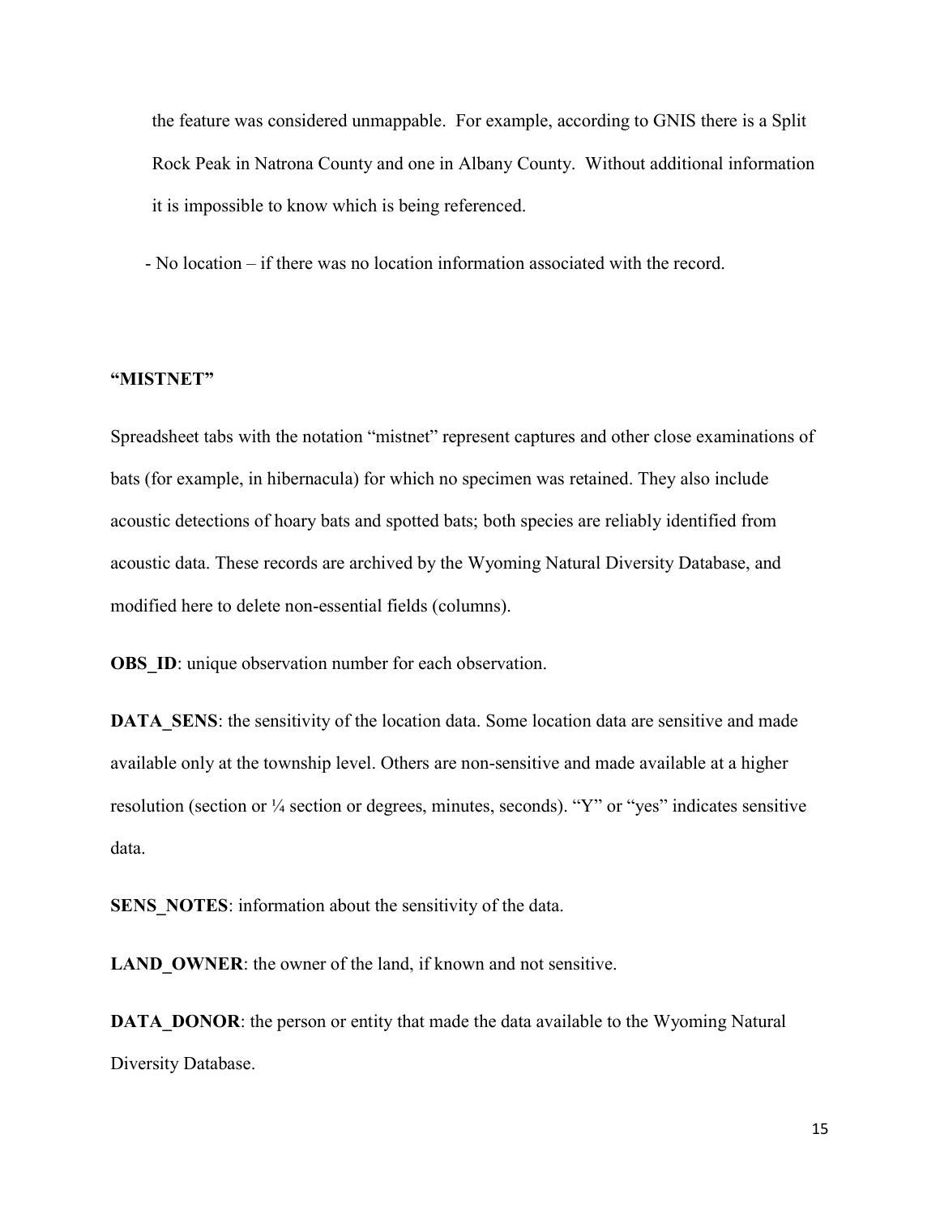the feature was considered unmappable. For example, according to GNIS there is a Split Rock Peak in Natrona County and one in Albany County. Without additional information it is impossible to know which is being referenced.

- No location – if there was no location information associated with the record.

**"MISTNET"**

Spreadsheet tabs with the notation "mistnet" represent captures and other close examinations of bats (for example, in hibernacula) for which no specimen was retained. They also include acoustic detections of hoary bats and spotted bats; both species are reliably identified from acoustic data. These records are archived by the Wyoming Natural Diversity Database, and modified here to delete non-essential fields (columns).

**OBS_ID**: unique observation number for each observation.

**DATA_SENS**: the sensitivity of the location data. Some location data are sensitive and made available only at the township level. Others are non-sensitive and made available at a higher resolution (section or ¼ section or degrees, minutes, seconds). "Y" or "yes" indicates sensitive data.

**SENS_NOTES**: information about the sensitivity of the data.

**LAND_OWNER**: the owner of the land, if known and not sensitive.

**DATA_DONOR**: the person or entity that made the data available to the Wyoming Natural Diversity Database.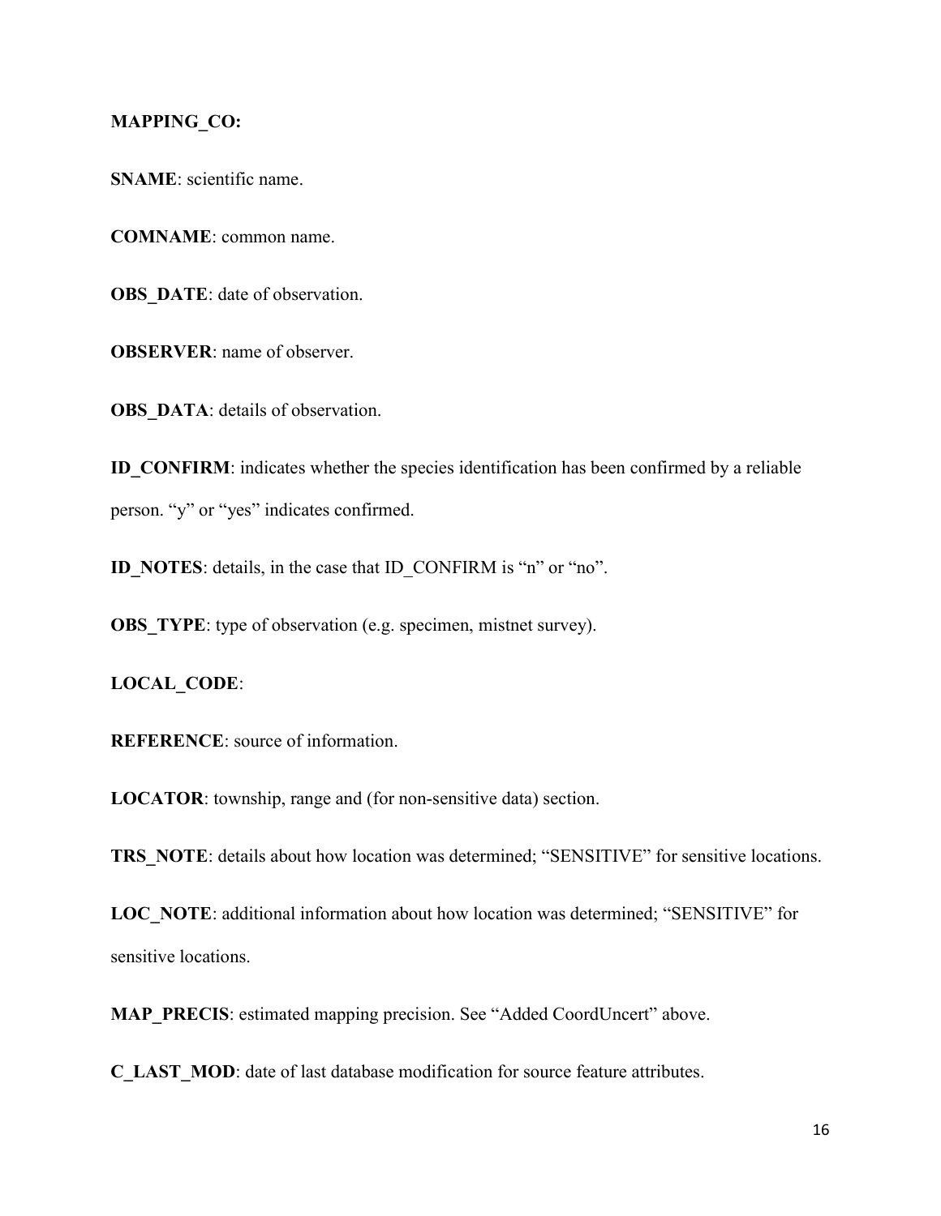**MAPPING_CO:**

**SNAME**: scientific name.

**COMNAME**: common name.

**OBS_DATE**: date of observation.

**OBSERVER**: name of observer.

**OBS_DATA**: details of observation.

**ID_CONFIRM**: indicates whether the species identification has been confirmed by a reliable person. "y" or "yes" indicates confirmed.

**ID_NOTES**: details, in the case that ID_CONFIRM is "n" or "no".

**OBS_TYPE**: type of observation (e.g. specimen, mistnet survey).

**LOCAL_CODE**:

**REFERENCE**: source of information.

**LOCATOR**: township, range and (for non-sensitive data) section.

**TRS_NOTE**: details about how location was determined; "SENSITIVE" for sensitive locations.

**LOC_NOTE**: additional information about how location was determined; "SENSITIVE" for sensitive locations.

**MAP_PRECIS**: estimated mapping precision. See "Added CoordUncert" above.

**C_LAST_MOD**: date of last database modification for source feature attributes.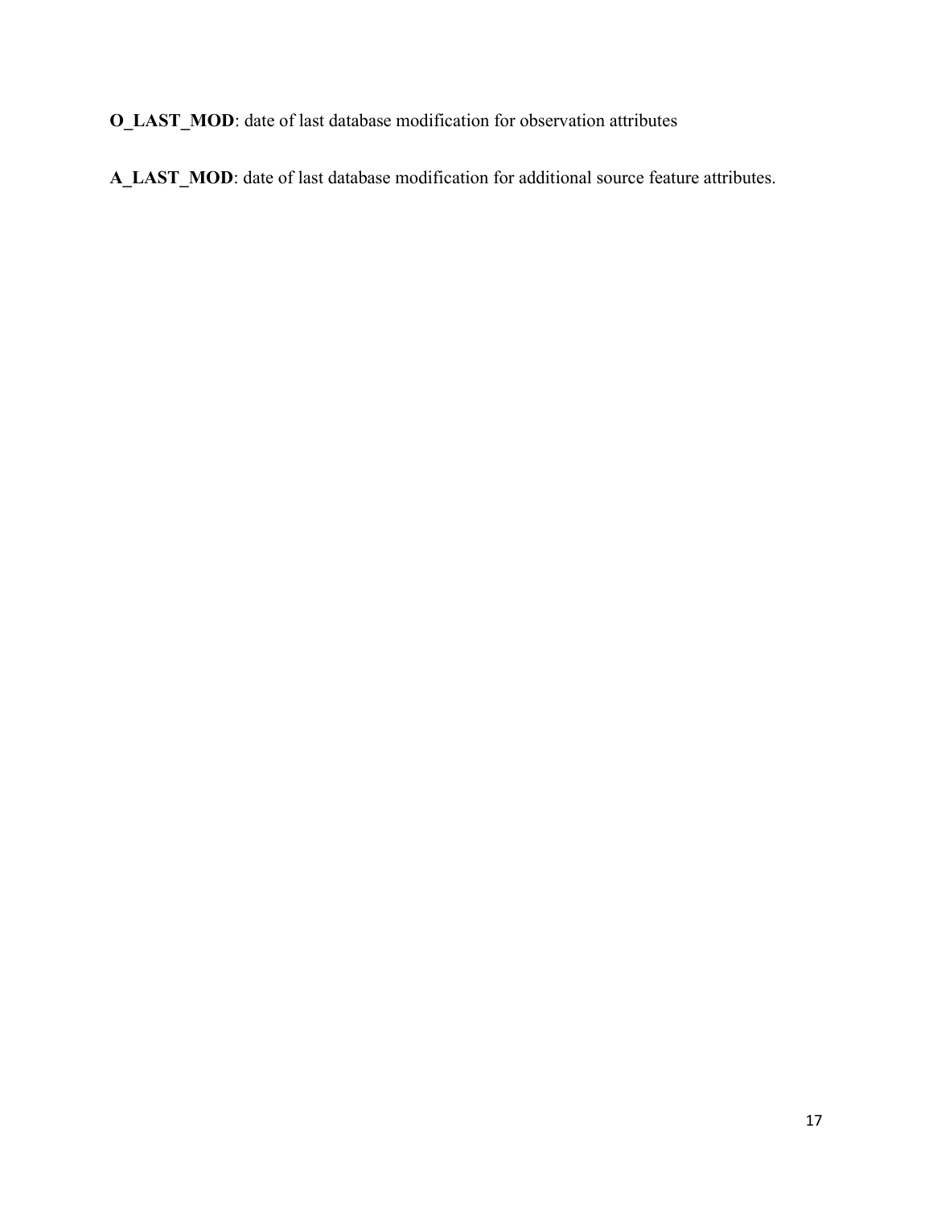**O_LAST_MOD**: date of last database modification for observation attributes

**A_LAST_MOD**: date of last database modification for additional source feature attributes.